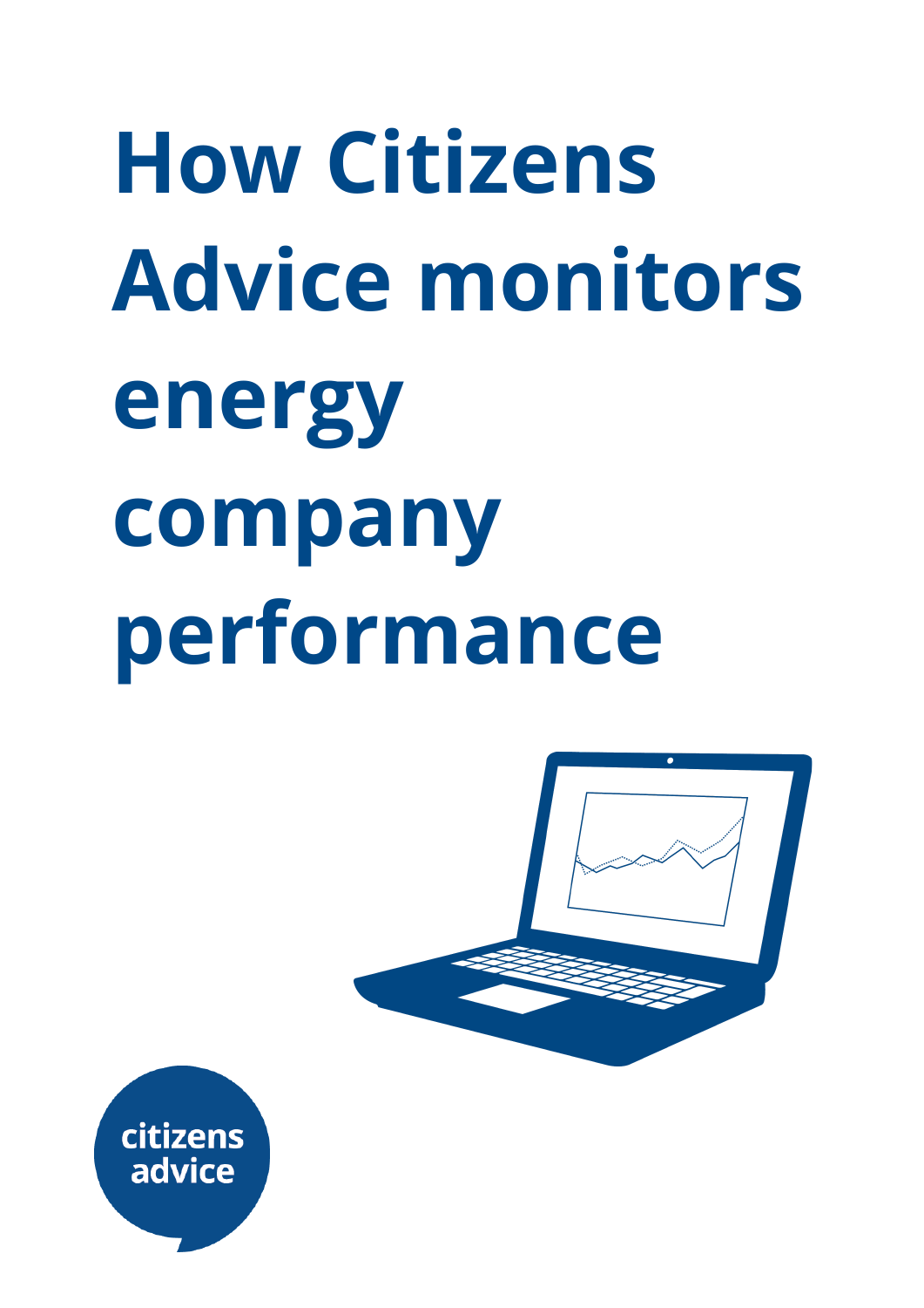# How Citizens Advice monitors energy company performance

citizens advice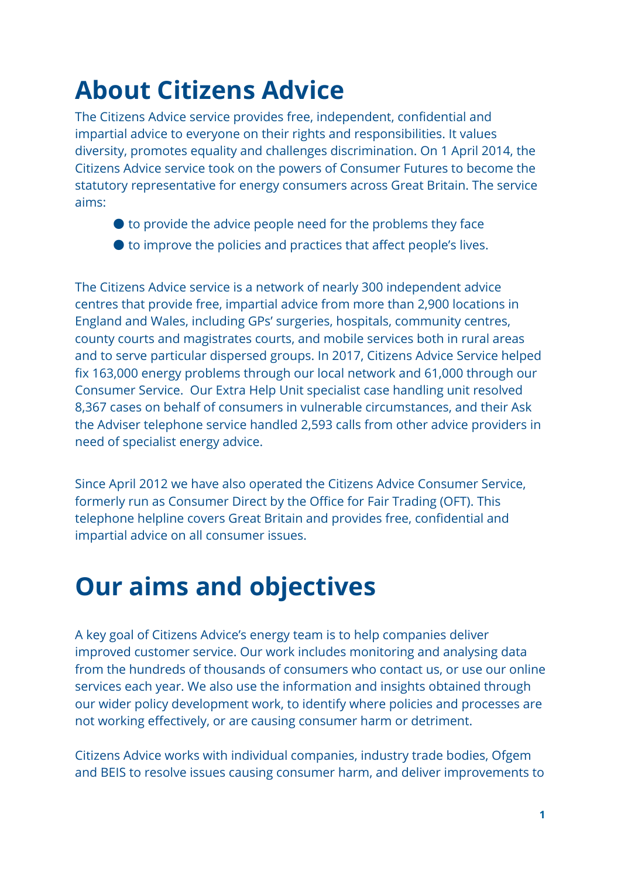# About Citizens Advice

The Citizens Advice service provides free, independent, confidential and impartial advice to everyone on their rights and responsibilities. It values diversity, promotes equality and challenges discrimination. On 1 April 2014, the Citizens Advice service took on the powers of Consumer Futures to become the statutory representative for energy consumers across Great Britain. The service aims:

- to provide the advice people need for the problems they face
- to improve the policies and practices that affect people's lives.

The Citizens Advice service is a network of nearly 300 independent advice centres that provide free, impartial advice from more than 2,900 locations in England and Wales, including GPs' surgeries, hospitals, community centres, county courts and magistrates courts, and mobile services both in rural areas and to serve particular dispersed groups. In 2017, Citizens Advice Service helped fix 163,000 energy problems through our local network and 61,000 through our Consumer Service. Our Extra Help Unit specialist case handling unit resolved 8,367 cases on behalf of consumers in vulnerable circumstances, and their Ask the Adviser telephone service handled 2,593 calls from other advice providers in need of specialist energy advice.

Since April 2012 we have also operated the Citizens Advice Consumer Service, formerly run as Consumer Direct by the Office for Fair Trading (OFT). This telephone helpline covers Great Britain and provides free, confidential and impartial advice on all consumer issues.

# Our aims and objectives

A key goal of Citizens Advice's energy team is to help companies deliver improved customer service. Our work includes monitoring and analysing data from the hundreds of thousands of consumers who contact us, or use our online services each year. We also use the information and insights obtained through our wider policy development work, to identify where policies and processes are not working effectively, or are causing consumer harm or detriment.

Citizens Advice works with individual companies, industry trade bodies, Ofgem and BEIS to resolve issues causing consumer harm, and deliver improvements to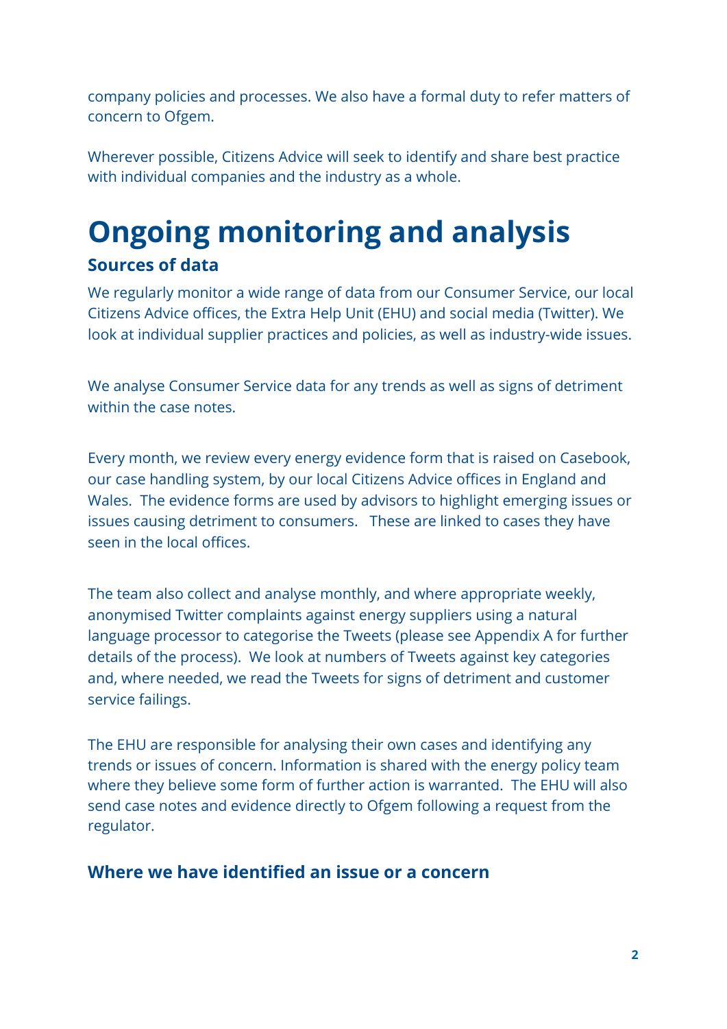company policies and processes. We also have a formal duty to refer matters of concern to Ofgem.

Wherever possible, Citizens Advice will seek to identify and share best practice with individual companies and the industry as a whole.

# Ongoing monitoring and analysis

### Sources of data

We regularly monitor a wide range of data from our Consumer Service, our local Citizens Advice offices, the Extra Help Unit (EHU) and social media (Twitter). We look at individual supplier practices and policies, as well as industry-wide issues.

We analyse Consumer Service data for any trends as well as signs of detriment within the case notes.

Every month, we review every energy evidence form that is raised on Casebook, our case handling system, by our local Citizens Advice offices in England and Wales. The evidence forms are used by advisors to highlight emerging issues or issues causing detriment to consumers. These are linked to cases they have seen in the local offices.

The team also collect and analyse monthly, and where appropriate weekly, anonymised Twitter complaints against energy suppliers using a natural language processor to categorise the Tweets (please see Appendix A for further details of the process). We look at numbers of Tweets against key categories and, where needed, we read the Tweets for signs of detriment and customer service failings.

The EHU are responsible for analysing their own cases and identifying any trends or issues of concern. Information is shared with the energy policy team where they believe some form of further action is warranted. The EHU will also send case notes and evidence directly to Ofgem following a request from the regulator.

### Where we have identified an issue or a concern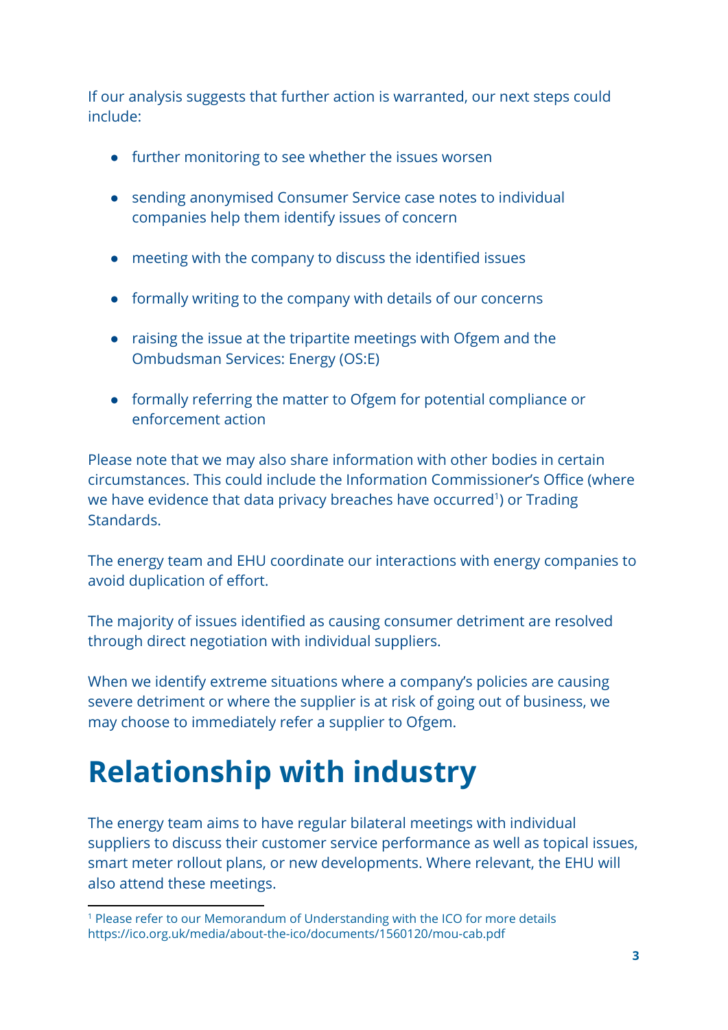If our analysis suggests that further action is warranted, our next steps could include:

- further monitoring to see whether the issues worsen
- sending anonymised Consumer Service case notes to individual companies help them identify issues of concern
- meeting with the company to discuss the identified issues
- formally writing to the company with details of our concerns
- raising the issue at the tripartite meetings with Ofgem and the Ombudsman Services: Energy (OS:E)
- formally referring the matter to Ofgem for potential compliance or enforcement action

Please note that we may also share information with other bodies in certain circumstances. This could include the Information Commissioner's Office (where we have evidence that data privacy breaches have occurred[1]) or Trading Standards.

The energy team and EHU coordinate our interactions with energy companies to avoid duplication of effort.

The majority of issues identified as causing consumer detriment are resolved through direct negotiation with individual suppliers.

When we identify extreme situations where a company's policies are causing severe detriment or where the supplier is at risk of going out of business, we may choose to immediately refer a supplier to Ofgem.

# Relationship with industry

The energy team aims to have regular bilateral meetings with individual suppliers to discuss their customer service performance as well as topical issues, smart meter rollout plans, or new developments. Where relevant, the EHU will also attend these meetings.

---

[1] Please refer to our Memorandum of Understanding with the ICO for more details https://ico.org.uk/media/about-the-ico/documents/1560120/mou-cab.pdf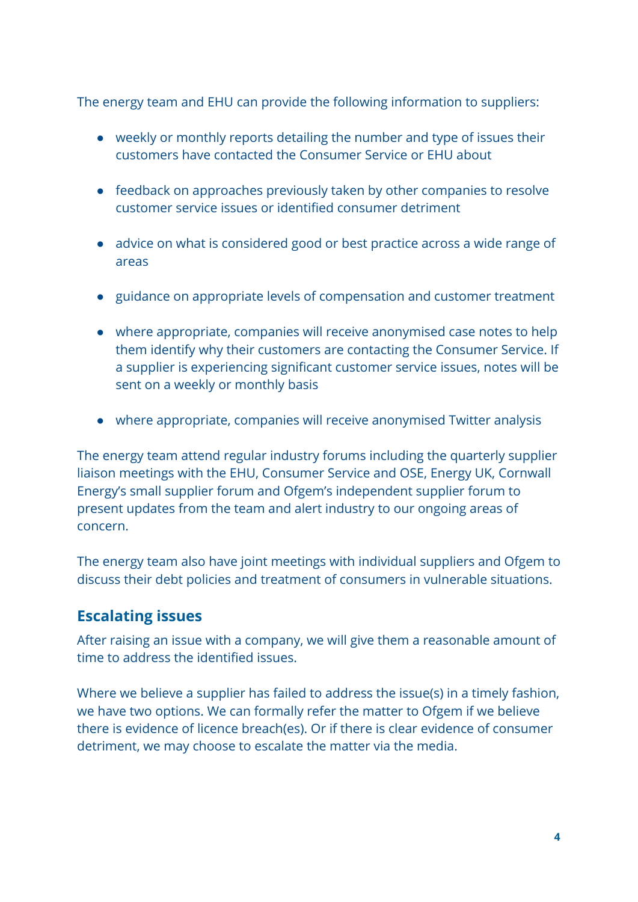The energy team and EHU can provide the following information to suppliers:

- weekly or monthly reports detailing the number and type of issues their customers have contacted the Consumer Service or EHU about
- feedback on approaches previously taken by other companies to resolve customer service issues or identified consumer detriment
- advice on what is considered good or best practice across a wide range of areas
- guidance on appropriate levels of compensation and customer treatment
- where appropriate, companies will receive anonymised case notes to help them identify why their customers are contacting the Consumer Service. If a supplier is experiencing significant customer service issues, notes will be sent on a weekly or monthly basis
- where appropriate, companies will receive anonymised Twitter analysis

The energy team attend regular industry forums including the quarterly supplier liaison meetings with the EHU, Consumer Service and OSE, Energy UK, Cornwall Energy's small supplier forum and Ofgem's independent supplier forum to present updates from the team and alert industry to our ongoing areas of concern.

The energy team also have joint meetings with individual suppliers and Ofgem to discuss their debt policies and treatment of consumers in vulnerable situations.

## Escalating issues

After raising an issue with a company, we will give them a reasonable amount of time to address the identified issues.

Where we believe a supplier has failed to address the issue(s) in a timely fashion, we have two options. We can formally refer the matter to Ofgem if we believe there is evidence of licence breach(es). Or if there is clear evidence of consumer detriment, we may choose to escalate the matter via the media.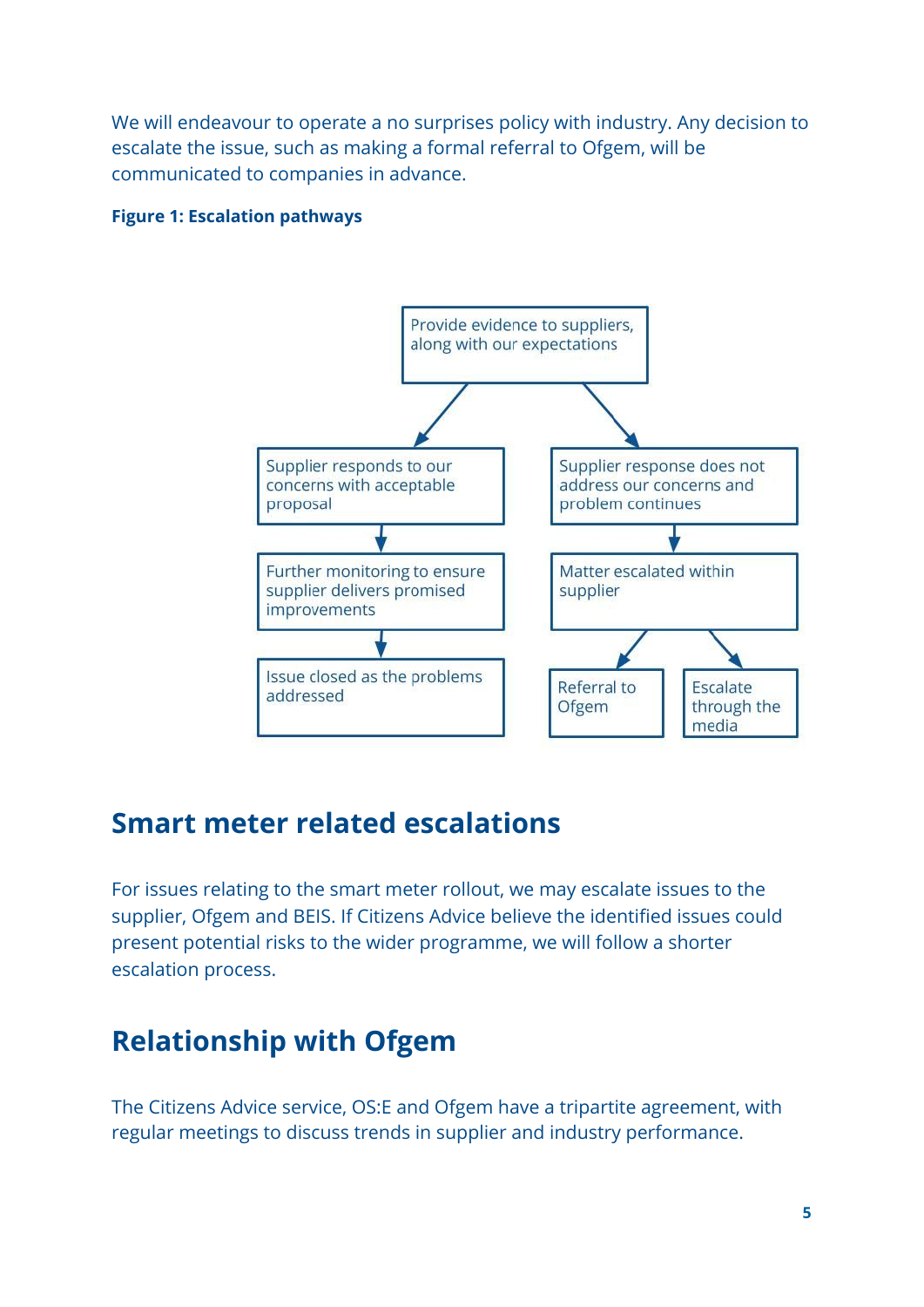We will endeavour to operate a no surprises policy with industry. Any decision to escalate the issue, such as making a formal referral to Ofgem, will be communicated to companies in advance.

**Figure 1: Escalation pathways**

Provide evidence to suppliers, along with our expectations

Supplier responds to our concerns with acceptable proposal

Further monitoring to ensure supplier delivers promised improvements

Issue closed as the problems addressed

Supplier response does not address our concerns and problem continues

Matter escalated within supplier

Referral to Ofgem

Escalate through the media

## Smart meter related escalations

For issues relating to the smart meter rollout, we may escalate issues to the supplier, Ofgem and BEIS. If Citizens Advice believe the identified issues could present potential risks to the wider programme, we will follow a shorter escalation process.

## Relationship with Ofgem

The Citizens Advice service, OS:E and Ofgem have a tripartite agreement, with regular meetings to discuss trends in supplier and industry performance.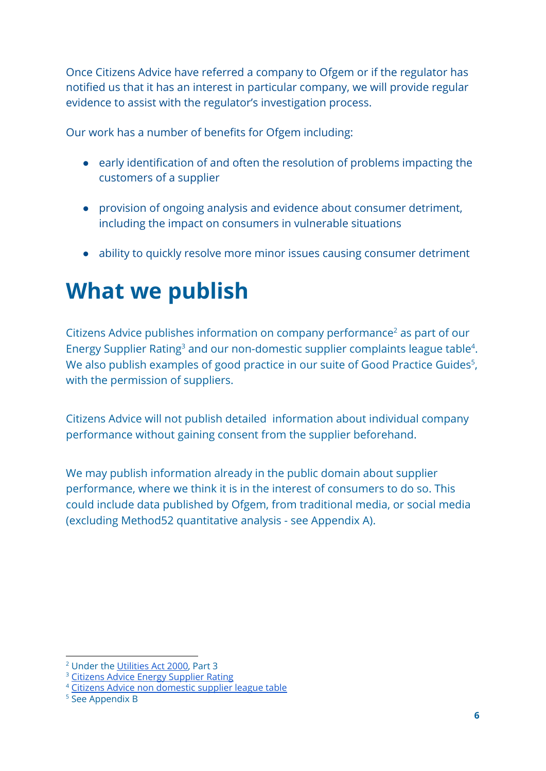Once Citizens Advice have referred a company to Ofgem or if the regulator has notified us that it has an interest in particular company, we will provide regular evidence to assist with the regulator's investigation process.

Our work has a number of benefits for Ofgem including:

- early identification of and often the resolution of problems impacting the customers of a supplier
- provision of ongoing analysis and evidence about consumer detriment, including the impact on consumers in vulnerable situations
- ability to quickly resolve more minor issues causing consumer detriment

# What we publish

Citizens Advice publishes information on company performance[2] as part of our Energy Supplier Rating[3] and our non-domestic supplier complaints league table[4]. We also publish examples of good practice in our suite of Good Practice Guides[5], with the permission of suppliers.

Citizens Advice will not publish detailed information about individual company performance without gaining consent from the supplier beforehand.

We may publish information already in the public domain about supplier performance, where we think it is in the interest of consumers to do so. This could include data published by Ofgem, from traditional media, or social media (excluding Method52 quantitative analysis - see Appendix A).

---

[2] Under the Utilities Act 2000, Part 3

[3] Citizens Advice Energy Supplier Rating

[4] Citizens Advice non domestic supplier league table

[5] See Appendix B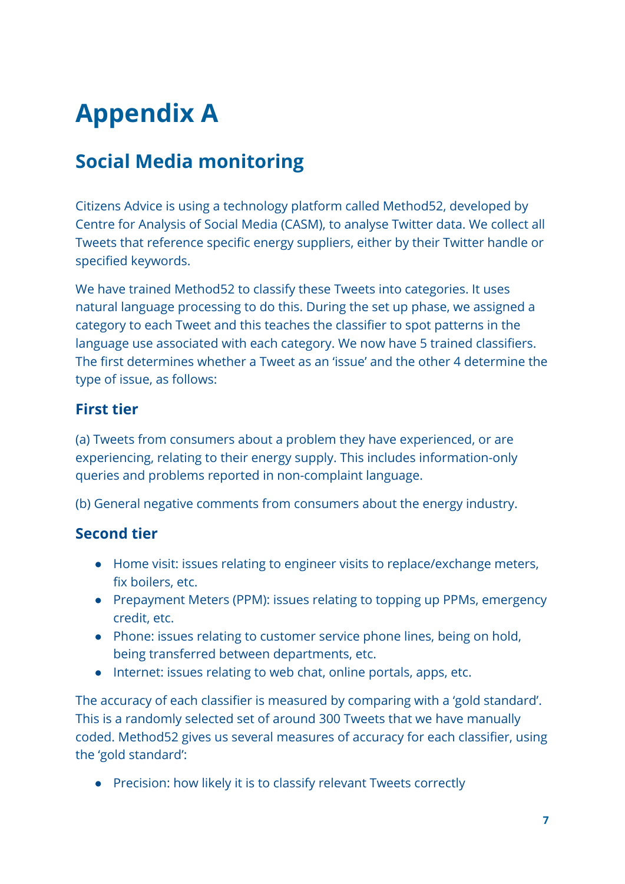# Appendix A

## Social Media monitoring

Citizens Advice is using a technology platform called Method52, developed by Centre for Analysis of Social Media (CASM), to analyse Twitter data. We collect all Tweets that reference specific energy suppliers, either by their Twitter handle or specified keywords.

We have trained Method52 to classify these Tweets into categories. It uses natural language processing to do this. During the set up phase, we assigned a category to each Tweet and this teaches the classifier to spot patterns in the language use associated with each category. We now have 5 trained classifiers. The first determines whether a Tweet as an 'issue' and the other 4 determine the type of issue, as follows:

### First tier

(a) Tweets from consumers about a problem they have experienced, or are experiencing, relating to their energy supply. This includes information-only queries and problems reported in non-complaint language.

(b) General negative comments from consumers about the energy industry.

### Second tier

- Home visit: issues relating to engineer visits to replace/exchange meters, fix boilers, etc.
- Prepayment Meters (PPM): issues relating to topping up PPMs, emergency credit, etc.
- Phone: issues relating to customer service phone lines, being on hold, being transferred between departments, etc.
- Internet: issues relating to web chat, online portals, apps, etc.

The accuracy of each classifier is measured by comparing with a 'gold standard'. This is a randomly selected set of around 300 Tweets that we have manually coded. Method52 gives us several measures of accuracy for each classifier, using the 'gold standard':

- Precision: how likely it is to classify relevant Tweets correctly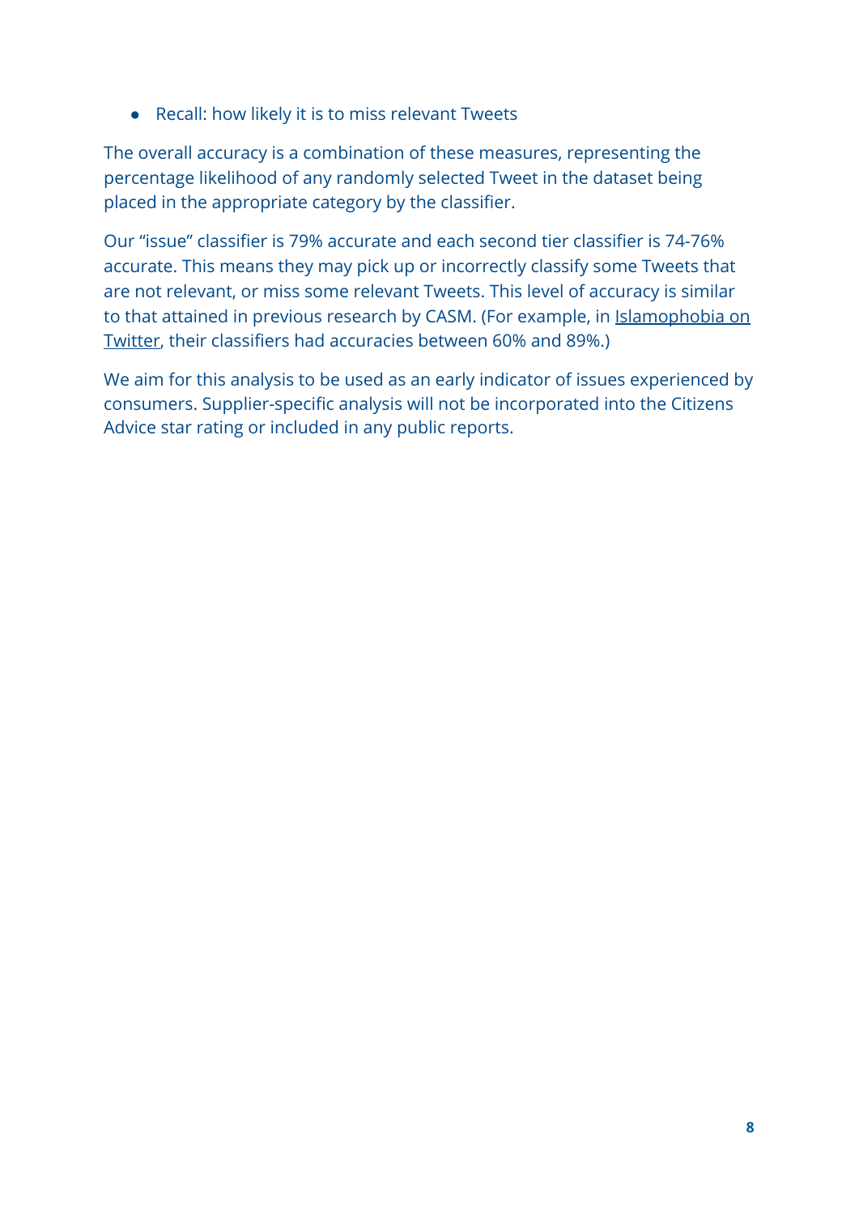- Recall: how likely it is to miss relevant Tweets

The overall accuracy is a combination of these measures, representing the percentage likelihood of any randomly selected Tweet in the dataset being placed in the appropriate category by the classifier.

Our “issue” classifier is 79% accurate and each second tier classifier is 74-76% accurate. This means they may pick up or incorrectly classify some Tweets that are not relevant, or miss some relevant Tweets. This level of accuracy is similar to that attained in previous research by CASM. (For example, in Islamophobia on Twitter, their classifiers had accuracies between 60% and 89%.)

We aim for this analysis to be used as an early indicator of issues experienced by consumers. Supplier-specific analysis will not be incorporated into the Citizens Advice star rating or included in any public reports.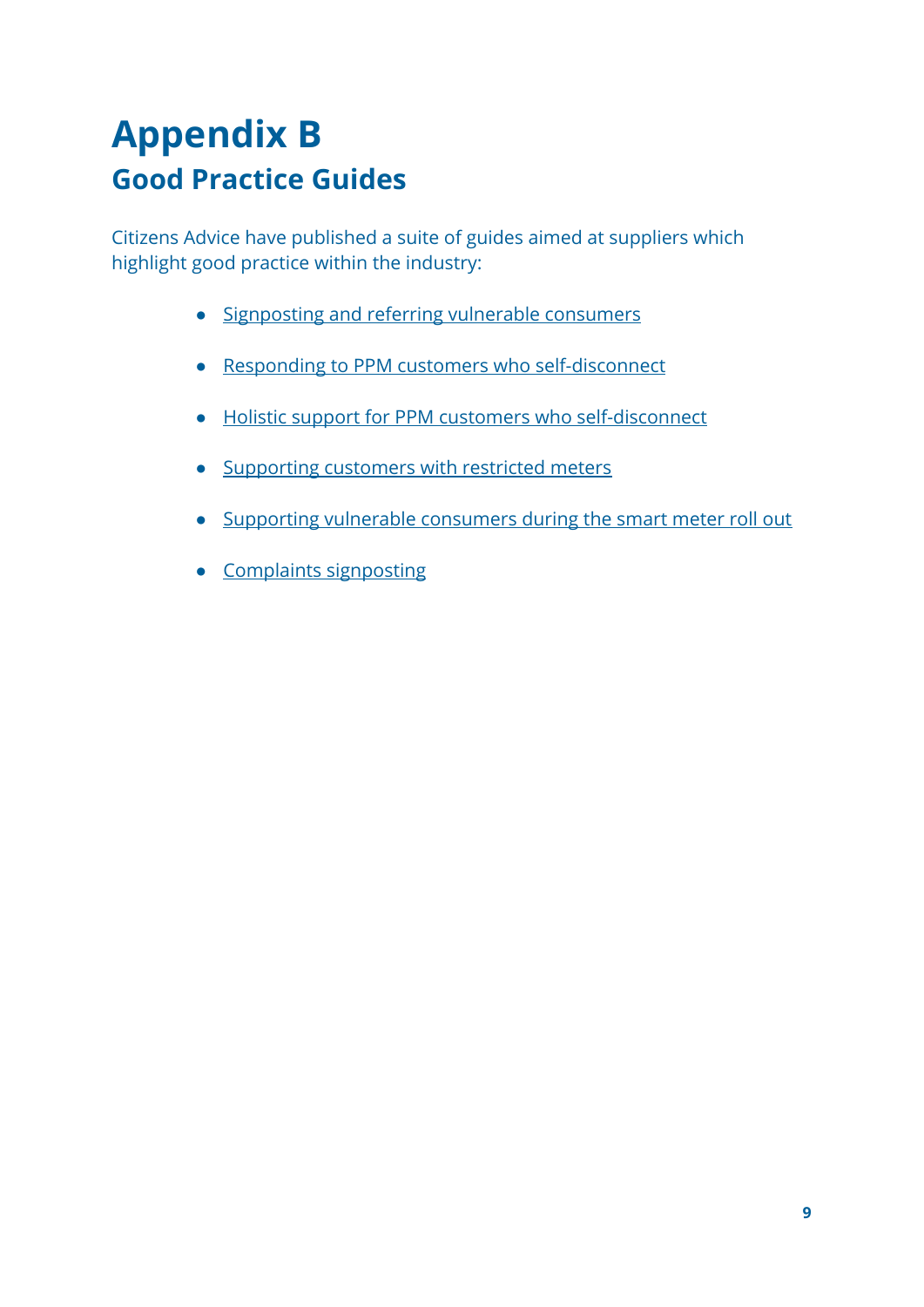# Appendix B

## Good Practice Guides

Citizens Advice have published a suite of guides aimed at suppliers which highlight good practice within the industry:

- Signposting and referring vulnerable consumers
- Responding to PPM customers who self-disconnect
- Holistic support for PPM customers who self-disconnect
- Supporting customers with restricted meters
- Supporting vulnerable consumers during the smart meter roll out
- Complaints signposting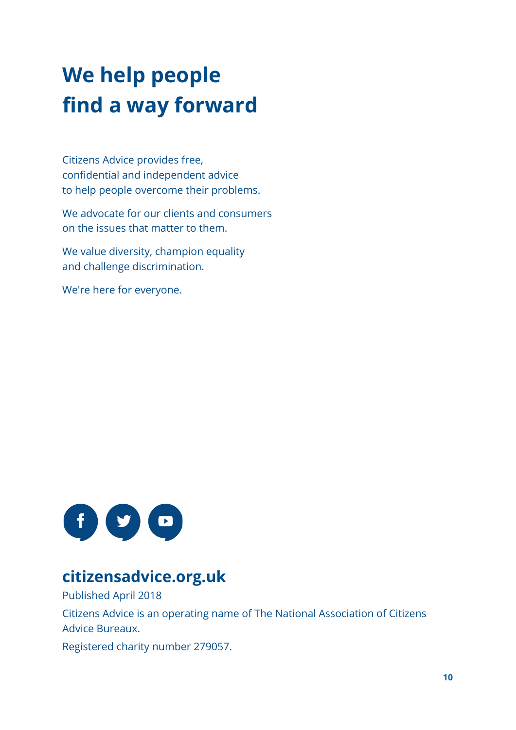# We help people find a way forward

Citizens Advice provides free, confidential and independent advice to help people overcome their problems.

We advocate for our clients and consumers on the issues that matter to them.

We value diversity, champion equality and challenge discrimination.

We're here for everyone.

## citizensadvice.org.uk

Published April 2018

Citizens Advice is an operating name of The National Association of Citizens Advice Bureaux.

Registered charity number 279057.